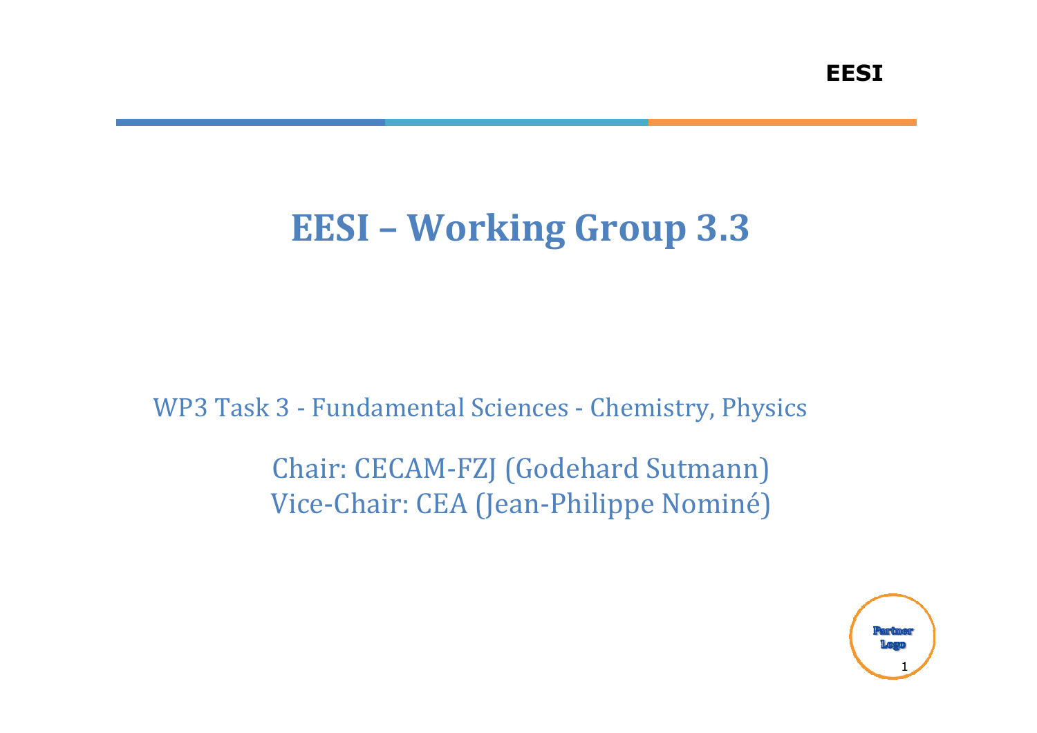# EESI – Working Group 3.3

WP3 Task 3 - Fundamental Sciences - Chemistry, Physics

Chair: CECAM-FZJ (Godehard Sutmann)
Vice-Chair: CEA (Jean-Philippe Nominé)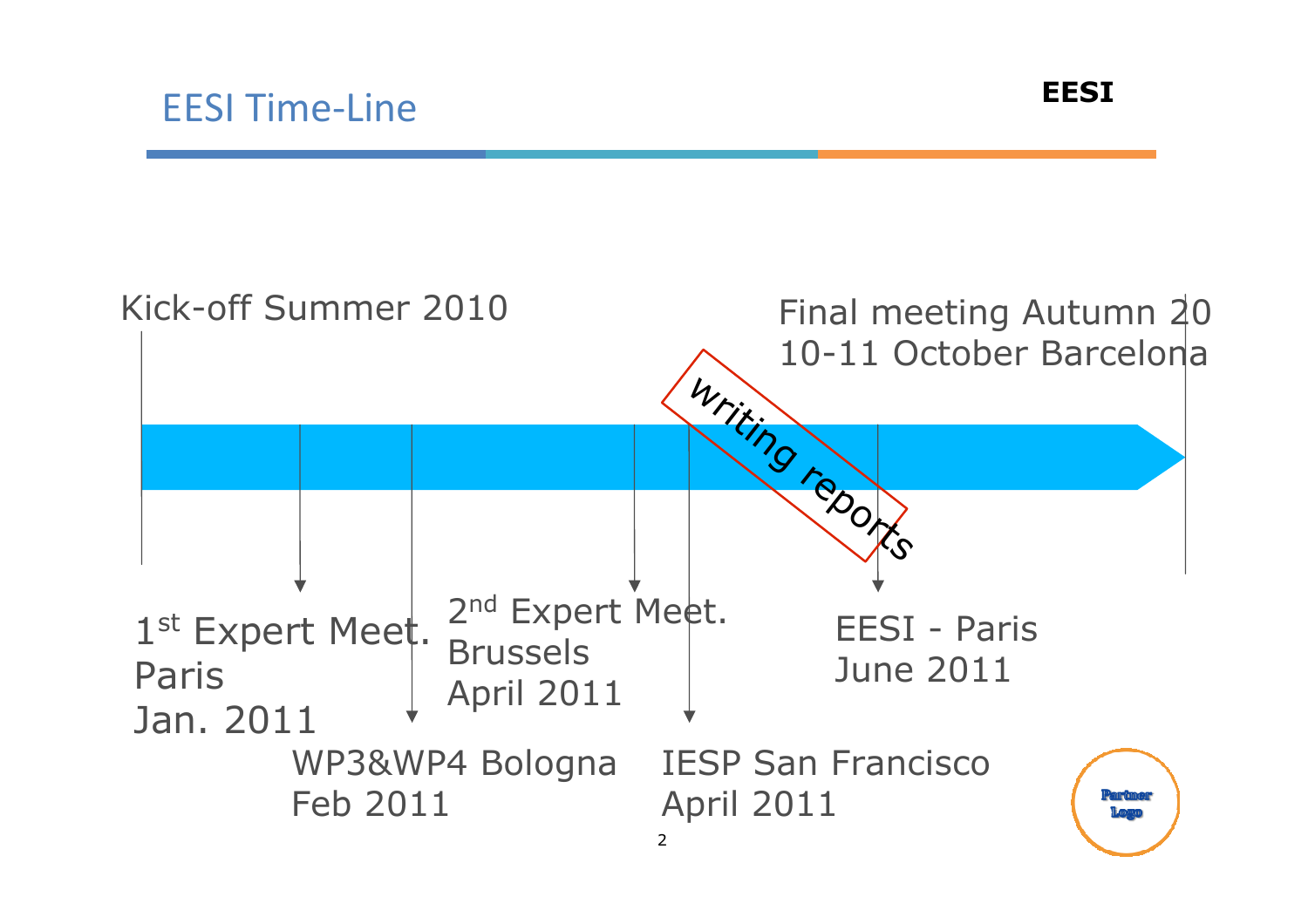# EESI Time-Line

EESI

Kick-off Summer 2010

Final meeting Autumn 2010
10-11 October Barcelona

writing reports

1st Expert Meet.
Paris
Jan. 2011

WP3&WP4 Bologna
Feb 2011

2nd Expert Meet.
Brussels
April 2011

IESP San Francisco
April 2011

EESI - Paris
June 2011

Partner Logo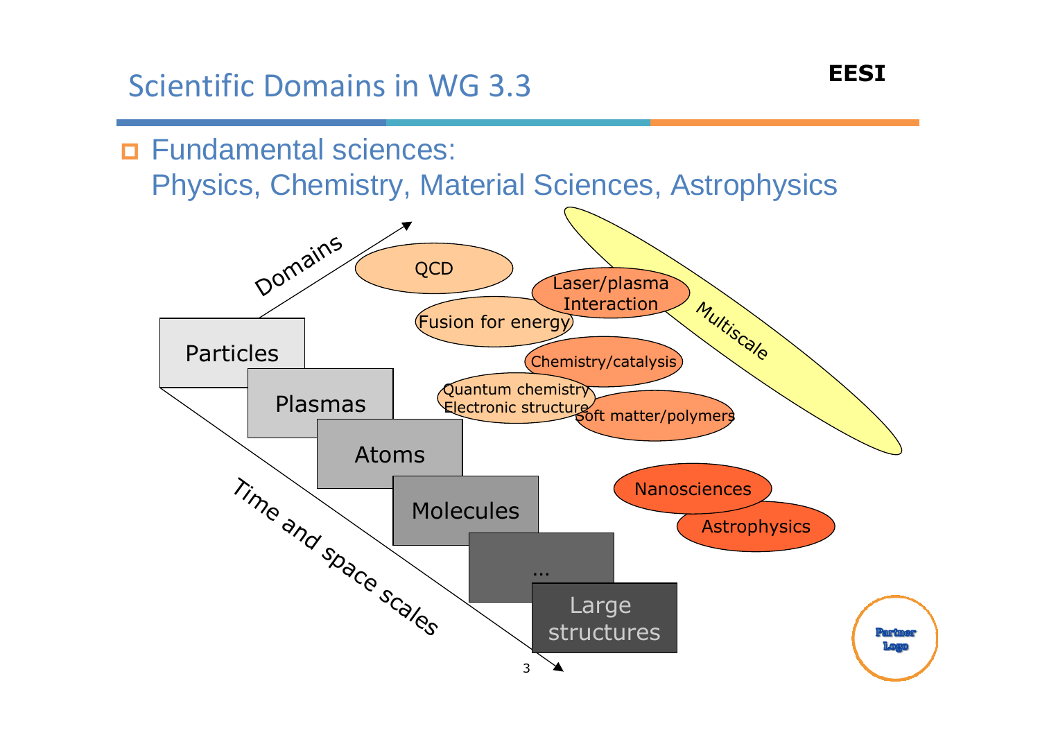# Scientific Domains in WG 3.3

- Fundamental sciences:
  Physics, Chemistry, Material Sciences, Astrophysics

Domains

Particles

Plasmas

Atoms

Molecules

...

Large structures

Time and space scales

QCD

Laser/plasma Interaction

Fusion for energy

Chemistry/catalysis

Quantum chemistry Electronic structure

Soft matter/polymers

Nanosciences

Astrophysics

Multiscale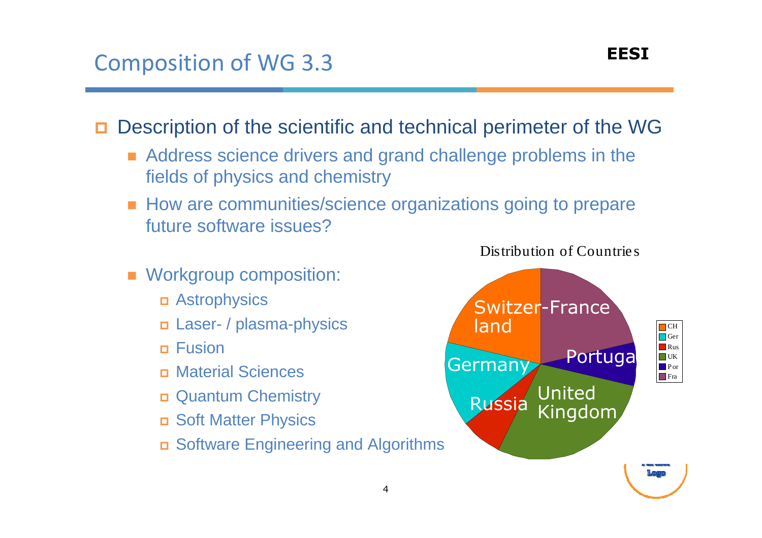# Composition of WG 3.3

- Description of the scientific and technical perimeter of the WG
  - Address science drivers and grand challenge problems in the fields of physics and chemistry
  - How are communities/science organizations going to prepare future software issues?
  - Workgroup composition:
    - Astrophysics
    - Laser- / plasma-physics
    - Fusion
    - Material Sciences
    - Quantum Chemistry
    - Soft Matter Physics
    - Software Engineering and Algorithms

Distribution of Countries

Switzerland, France, Portugal, United Kingdom, Russia, Germany

CH, Ger, Rus, UK, Por, Fra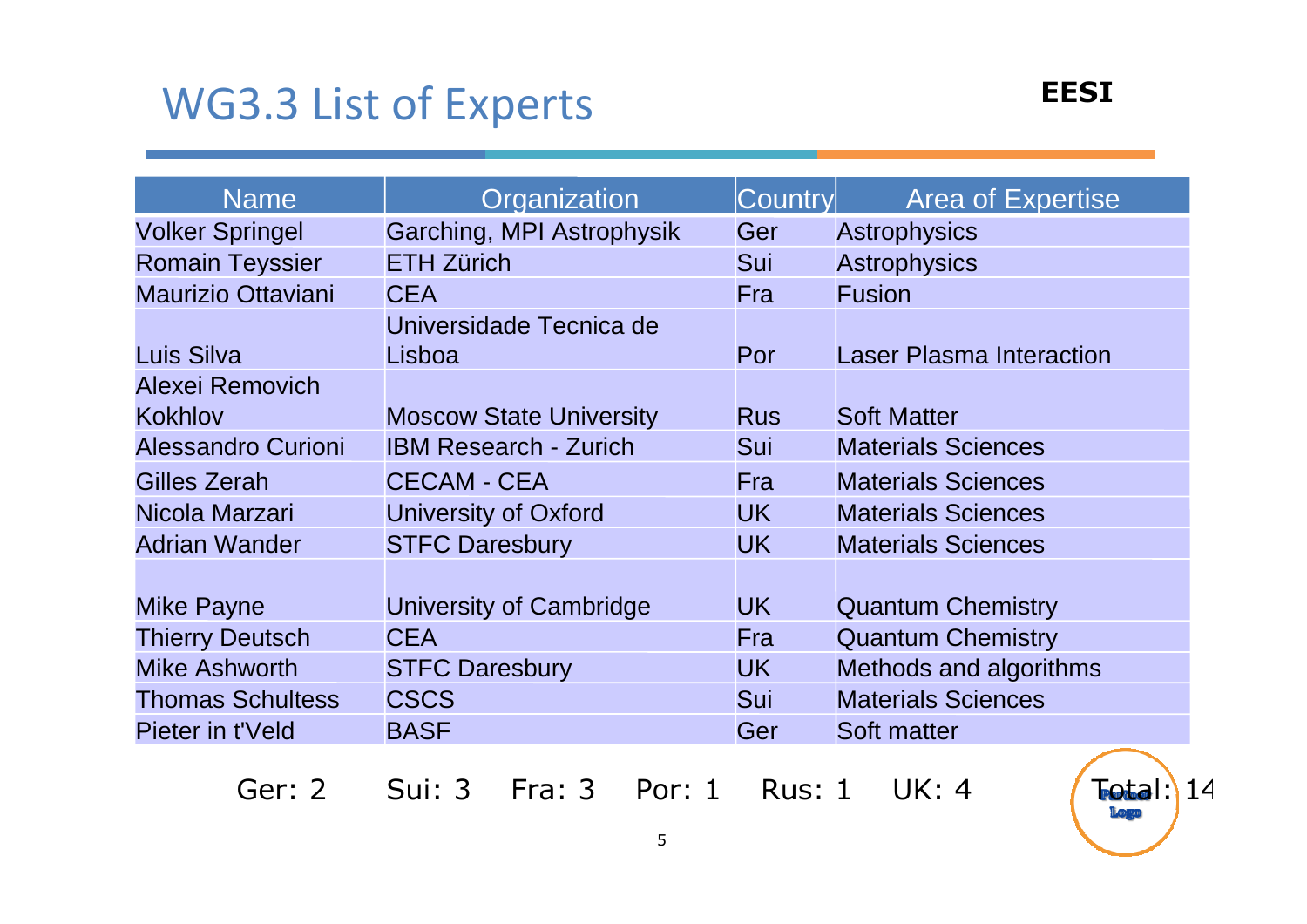# WG3.3 List of Experts

**EESI**

| Name | Organization | Country | Area of Expertise |
|---|---|---|---|
| Volker Springel | Garching, MPI Astrophysik | Ger | Astrophysics |
| Romain Teyssier | ETH Zürich | Sui | Astrophysics |
| Maurizio Ottaviani | CEA | Fra | Fusion |
| Luis Silva | Universidade Tecnica de Lisboa | Por | Laser Plasma Interaction |
| Alexei Removich Kokhlov | Moscow State University | Rus | Soft Matter |
| Alessandro Curioni | IBM Research - Zurich | Sui | Materials Sciences |
| Gilles Zerah | CECAM - CEA | Fra | Materials Sciences |
| Nicola Marzari | University of Oxford | UK | Materials Sciences |
| Adrian Wander | STFC Daresbury | UK | Materials Sciences |
| Mike Payne | University of Cambridge | UK | Quantum Chemistry |
| Thierry Deutsch | CEA | Fra | Quantum Chemistry |
| Mike Ashworth | STFC Daresbury | UK | Methods and algorithms |
| Thomas Schultess | CSCS | Sui | Materials Sciences |
| Pieter in t'Veld | BASF | Ger | Soft matter |

Ger: 2 Sui: 3 Fra: 3 Por: 1 Rus: 1 UK: 4 Total: 14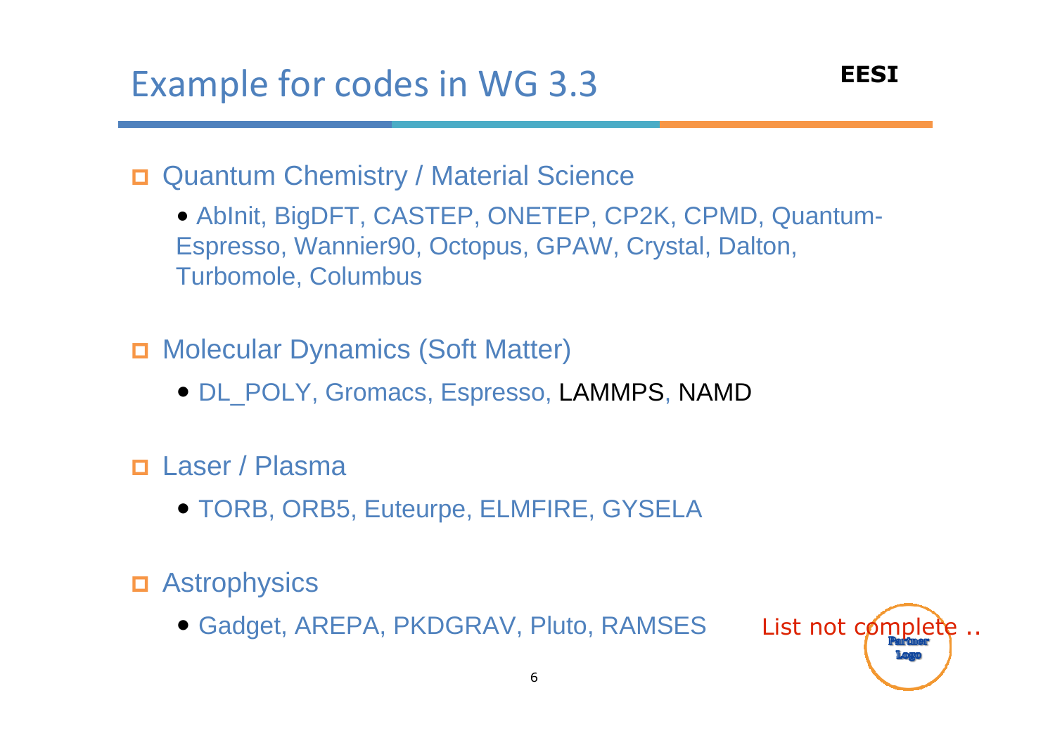# Example for codes in WG 3.3

EESI

- Quantum Chemistry / Material Science
  - AbInit, BigDFT, CASTEP, ONETEP, CP2K, CPMD, Quantum-Espresso, Wannier90, Octopus, GPAW, Crystal, Dalton, Turbomole, Columbus
- Molecular Dynamics (Soft Matter)
  - DL_POLY, Gromacs, Espresso, LAMMPS, NAMD
- Laser / Plasma
  - TORB, ORB5, Euteurpe, ELMFIRE, GYSELA
- Astrophysics
  - Gadget, AREPA, PKDGRAV, Pluto, RAMSES

List not complete ..

Partner Logo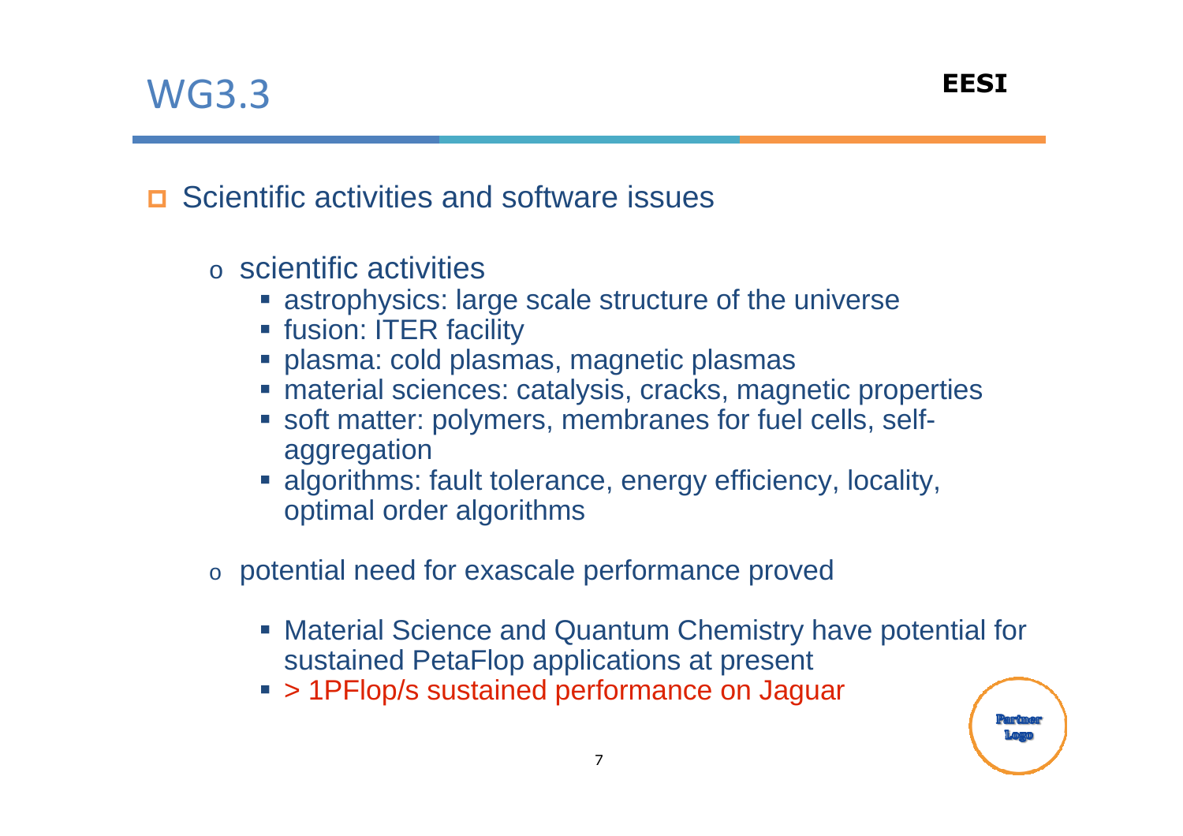# WG3.3

EESI

- Scientific activities and software issues

  - scientific activities
    - astrophysics: large scale structure of the universe
    - fusion: ITER facility
    - plasma: cold plasmas, magnetic plasmas
    - material sciences: catalysis, cracks, magnetic properties
    - soft matter: polymers, membranes for fuel cells, self-aggregation
    - algorithms: fault tolerance, energy efficiency, locality, optimal order algorithms

  - potential need for exascale performance proved

    - Material Science and Quantum Chemistry have potential for sustained PetaFlop applications at present
    - > 1PFlop/s sustained performance on Jaguar

Partner Logo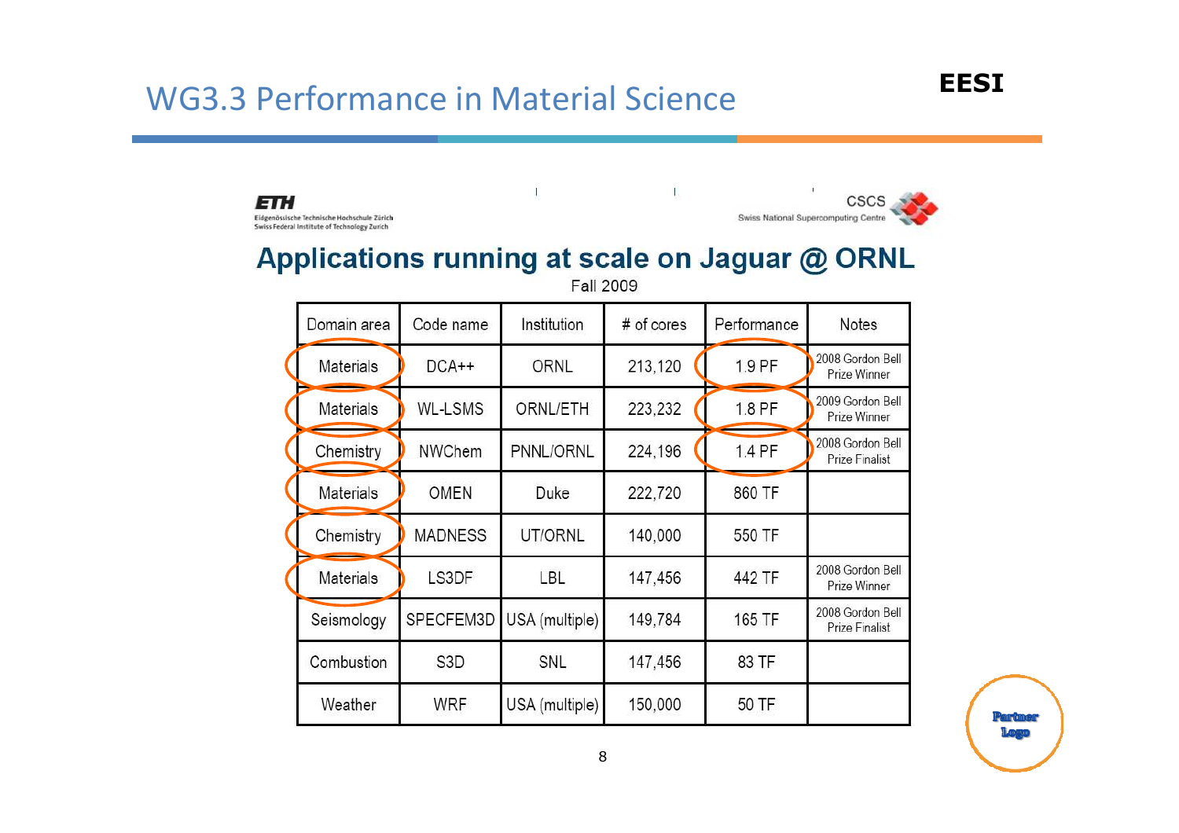# WG3.3 Performance in Material Science

EESI

ETH
Eidgenössische Technische Hochschule Zürich
Swiss Federal Institute of Technology Zurich

CSCS
Swiss National Supercomputing Centre

## Applications running at scale on Jaguar @ ORNL

Fall 2009

| Domain area | Code name | Institution | # of cores | Performance | Notes |
|---|---|---|---|---|---|
| Materials | DCA++ | ORNL | 213,120 | 1.9 PF | 2008 Gordon Bell Prize Winner |
| Materials | WL-LSMS | ORNL/ETH | 223,232 | 1.8 PF | 2009 Gordon Bell Prize Winner |
| Chemistry | NWChem | PNNL/ORNL | 224,196 | 1.4 PF | 2008 Gordon Bell Prize Finalist |
| Materials | OMEN | Duke | 222,720 | 860 TF | |
| Chemistry | MADNESS | UT/ORNL | 140,000 | 550 TF | |
| Materials | LS3DF | LBL | 147,456 | 442 TF | 2008 Gordon Bell Prize Winner |
| Seismology | SPECFEM3D | USA (multiple) | 149,784 | 165 TF | 2008 Gordon Bell Prize Finalist |
| Combustion | S3D | SNL | 147,456 | 83 TF | |
| Weather | WRF | USA (multiple) | 150,000 | 50 TF | |

Partner Logo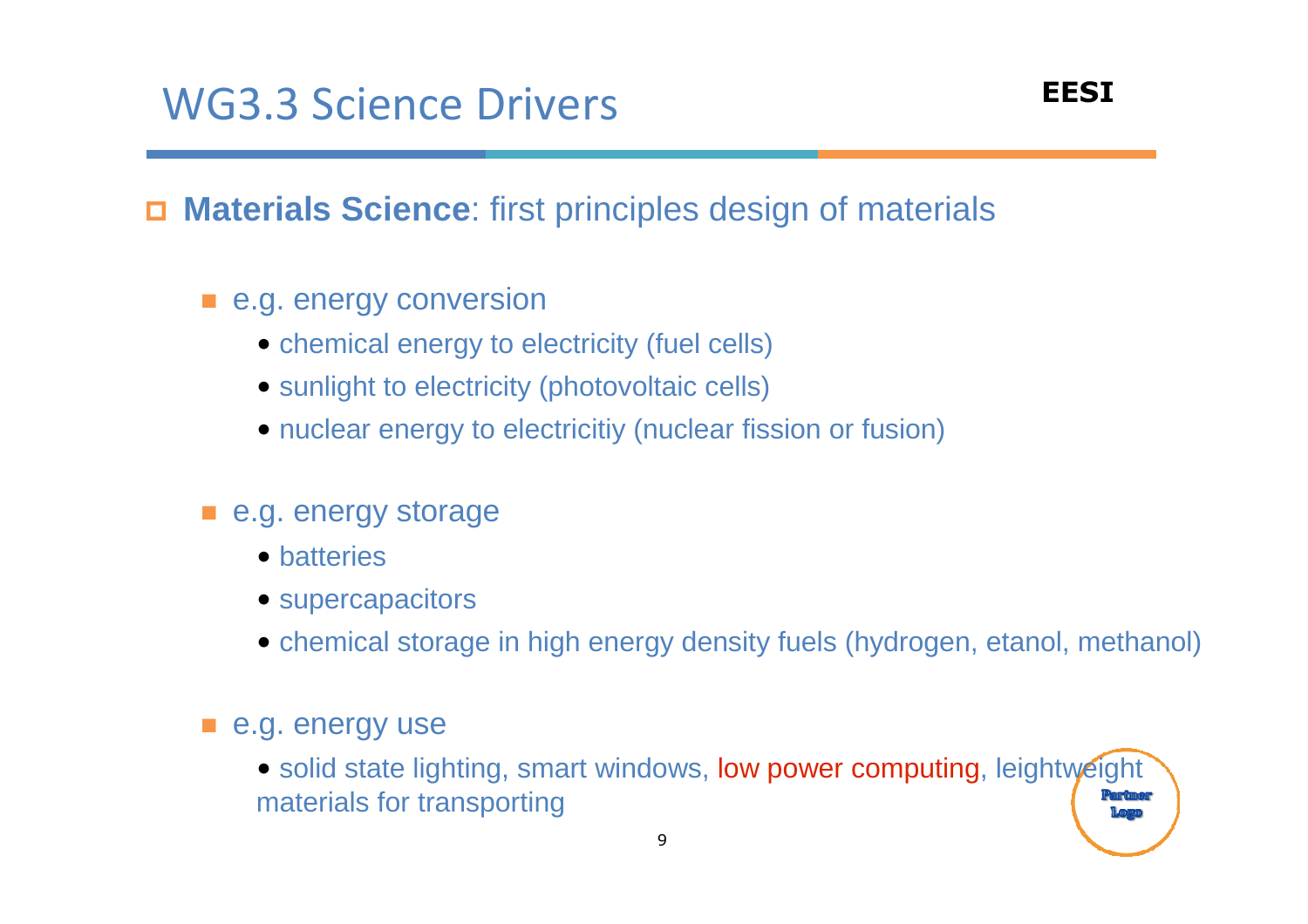# WG3.3 Science Drivers

EESI

- **Materials Science**: first principles design of materials
  - e.g. energy conversion
    - chemical energy to electricity (fuel cells)
    - sunlight to electricity (photovoltaic cells)
    - nuclear energy to electricitiy (nuclear fission or fusion)
  - e.g. energy storage
    - batteries
    - supercapacitors
    - chemical storage in high energy density fuels (hydrogen, etanol, methanol)
  - e.g. energy use
    - solid state lighting, smart windows, low power computing, leightweight materials for transporting

Partner Logo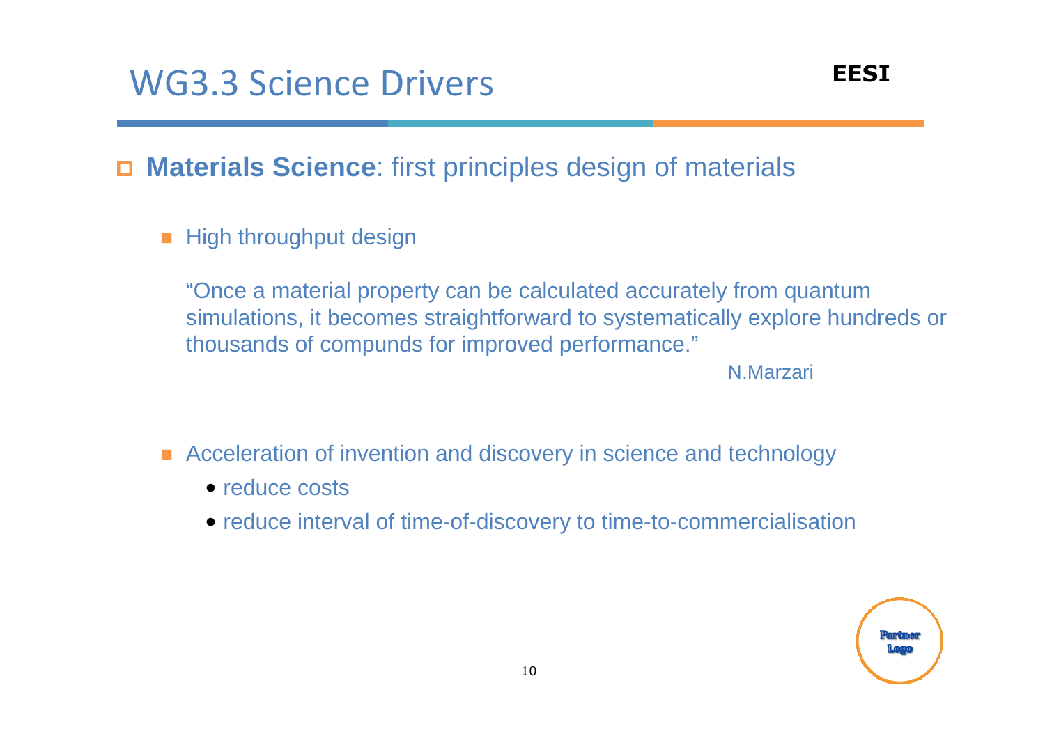# WG3.3 Science Drivers

- **Materials Science**: first principles design of materials

  - High throughput design

    "Once a material property can be calculated accurately from quantum simulations, it becomes straightforward to systematically explore hundreds or thousands of compunds for improved performance."

    N.Marzari

  - Acceleration of invention and discovery in science and technology
    - reduce costs
    - reduce interval of time-of-discovery to time-to-commercialisation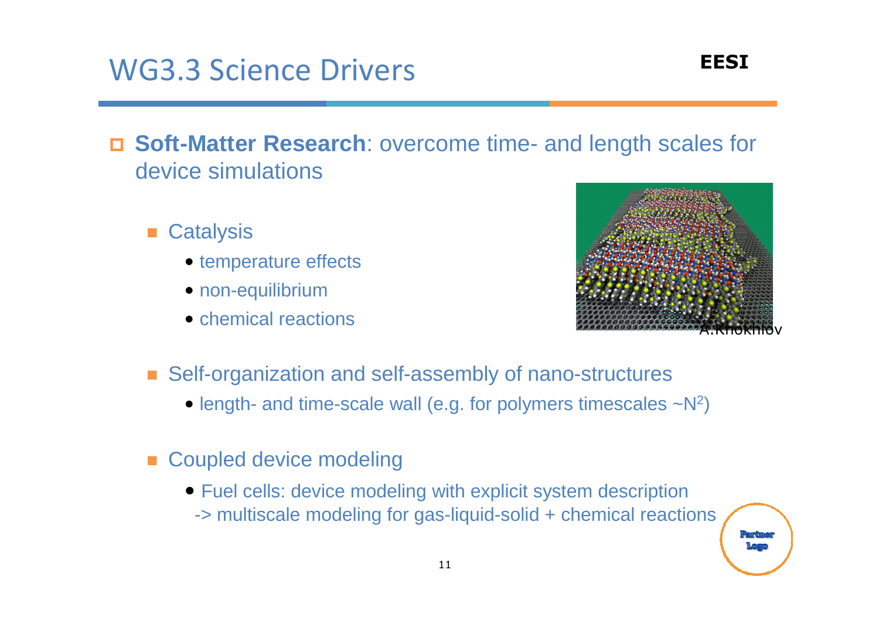# WG3.3 Science Drivers

EESI

- **Soft-Matter Research**: overcome time- and length scales for device simulations
  - Catalysis
    - temperature effects
    - non-equilibrium
    - chemical reactions

A.Khokhlov

  - Self-organization and self-assembly of nano-structures
    - length- and time-scale wall (e.g. for polymers timescales ~$N^2$)
  - Coupled device modeling
    - Fuel cells: device modeling with explicit system description -> multiscale modeling for gas-liquid-solid + chemical reactions

Partner Logo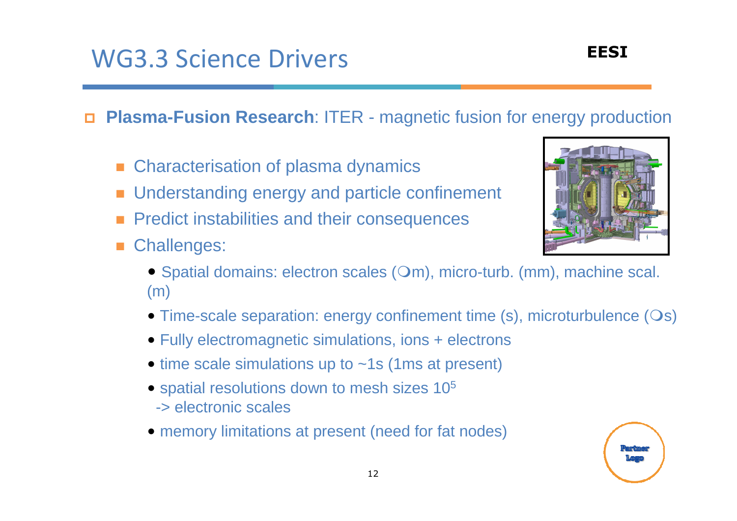# WG3.3 Science Drivers

- **Plasma-Fusion Research**: ITER - magnetic fusion for energy production
  - Characterisation of plasma dynamics
  - Understanding energy and particle confinement
  - Predict instabilities and their consequences
  - Challenges:
    - Spatial domains: electron scales (µm), micro-turb. (mm), machine scal. (m)
    - Time-scale separation: energy confinement time (s), microturbulence (µs)
    - Fully electromagnetic simulations, ions + electrons
    - time scale simulations up to ~1s (1ms at present)
    - spatial resolutions down to mesh sizes $10^5$ -> electronic scales
    - memory limitations at present (need for fat nodes)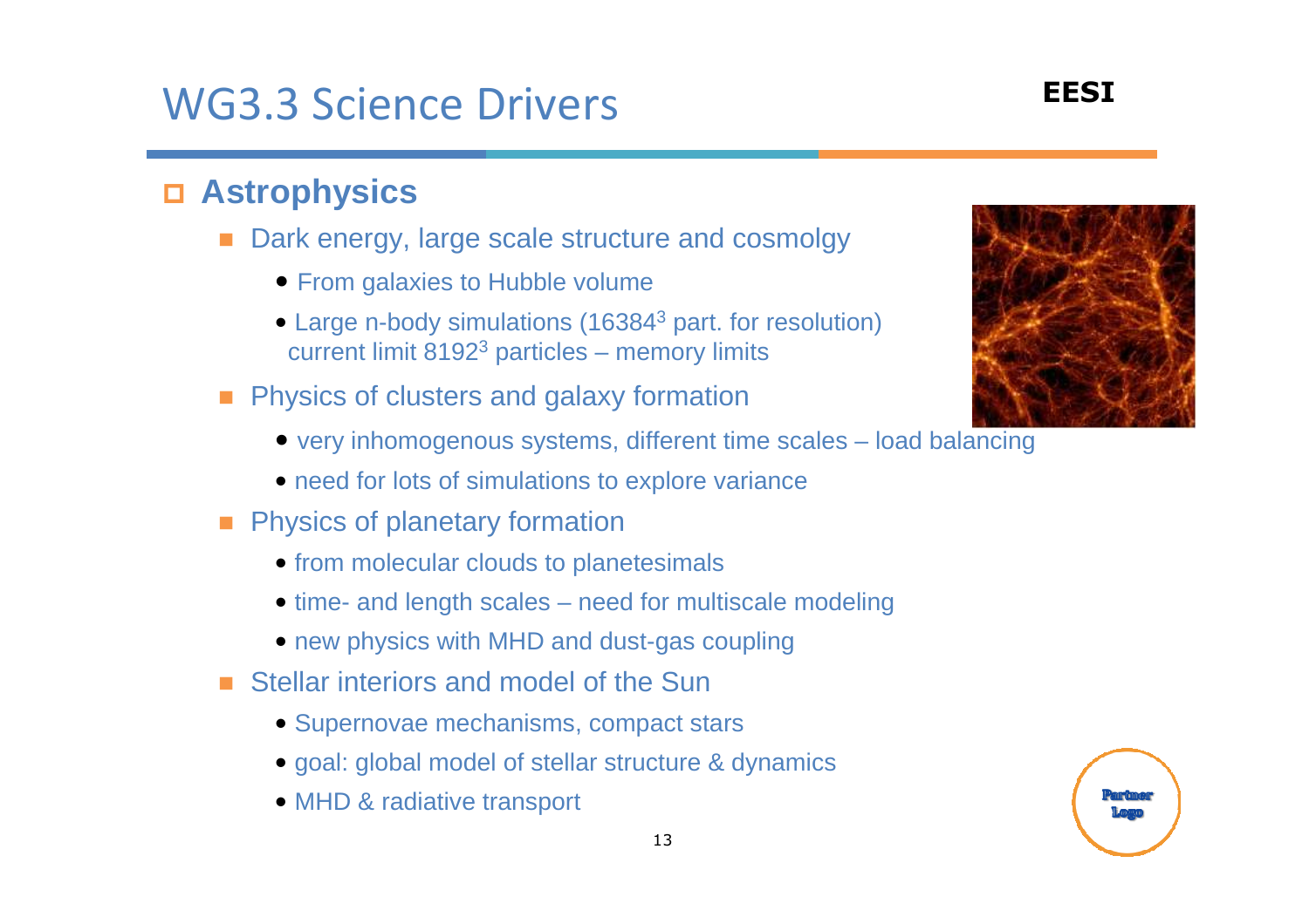# WG3.3 Science Drivers

EESI

## Astrophysics

- Dark energy, large scale structure and cosmolgy
  - From galaxies to Hubble volume
  - Large n-body simulations ($16384^3$ part. for resolution) current limit $8192^3$ particles – memory limits
- Physics of clusters and galaxy formation
  - very inhomogenous systems, different time scales – load balancing
  - need for lots of simulations to explore variance
- Physics of planetary formation
  - from molecular clouds to planetesimals
  - time- and length scales – need for multiscale modeling
  - new physics with MHD and dust-gas coupling
- Stellar interiors and model of the Sun
  - Supernovae mechanisms, compact stars
  - goal: global model of stellar structure & dynamics
  - MHD & radiative transport

Partner Logo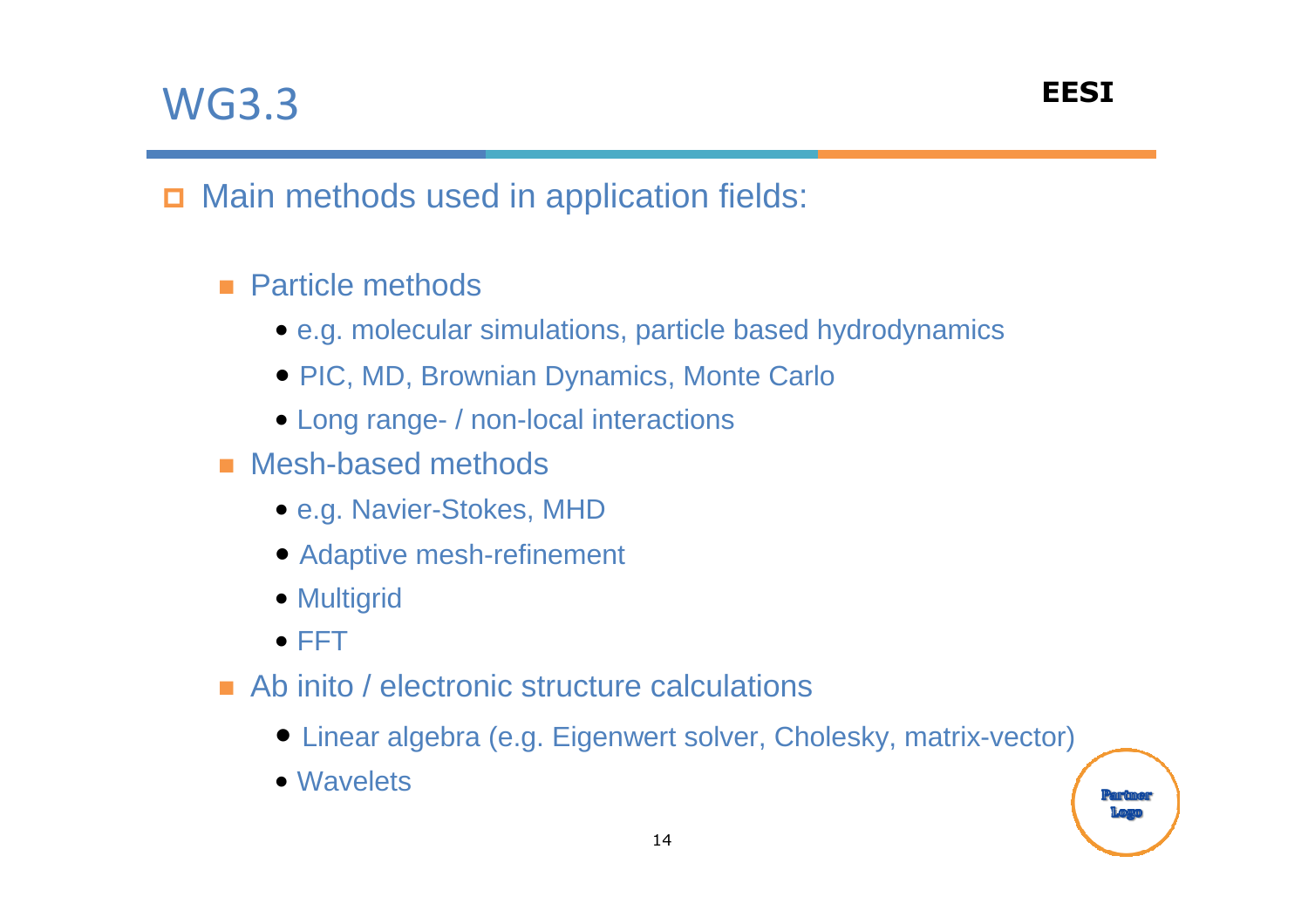# WG3.3

- Main methods used in application fields:
  - Particle methods
    - e.g. molecular simulations, particle based hydrodynamics
    - PIC, MD, Brownian Dynamics, Monte Carlo
    - Long range- / non-local interactions
  - Mesh-based methods
    - e.g. Navier-Stokes, MHD
    - Adaptive mesh-refinement
    - Multigrid
    - FFT
  - Ab inito / electronic structure calculations
    - Linear algebra (e.g. Eigenwert solver, Cholesky, matrix-vector)
    - Wavelets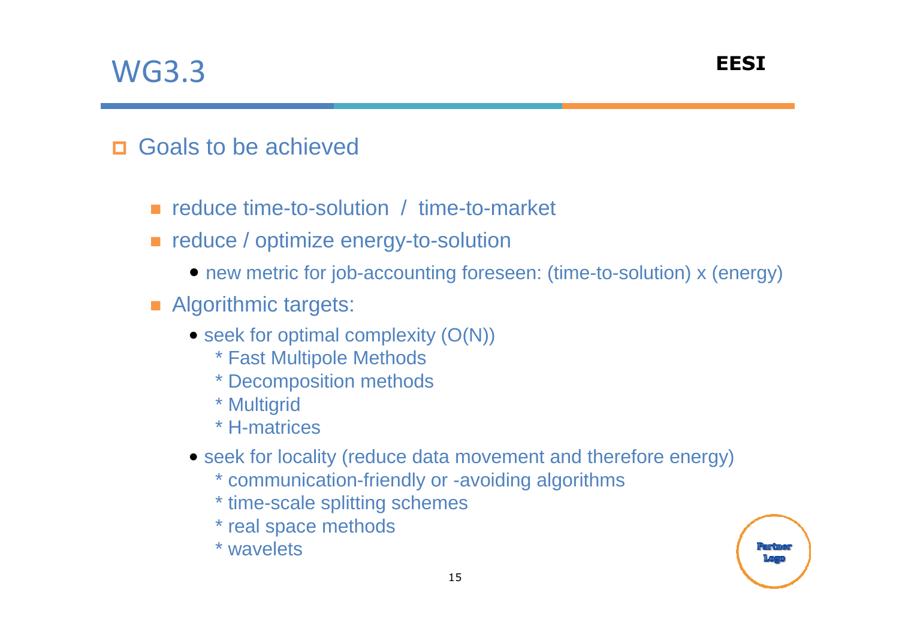# WG3.3

EESI

- Goals to be achieved
  - reduce time-to-solution / time-to-market
  - reduce / optimize energy-to-solution
    - new metric for job-accounting foreseen: (time-to-solution) x (energy)
  - Algorithmic targets:
    - seek for optimal complexity (O(N))
      - * Fast Multipole Methods
      - * Decomposition methods
      - * Multigrid
      - * H-matrices
    - seek for locality (reduce data movement and therefore energy)
      - * communication-friendly or -avoiding algorithms
      - * time-scale splitting schemes
      - * real space methods
      - * wavelets

Partner Logo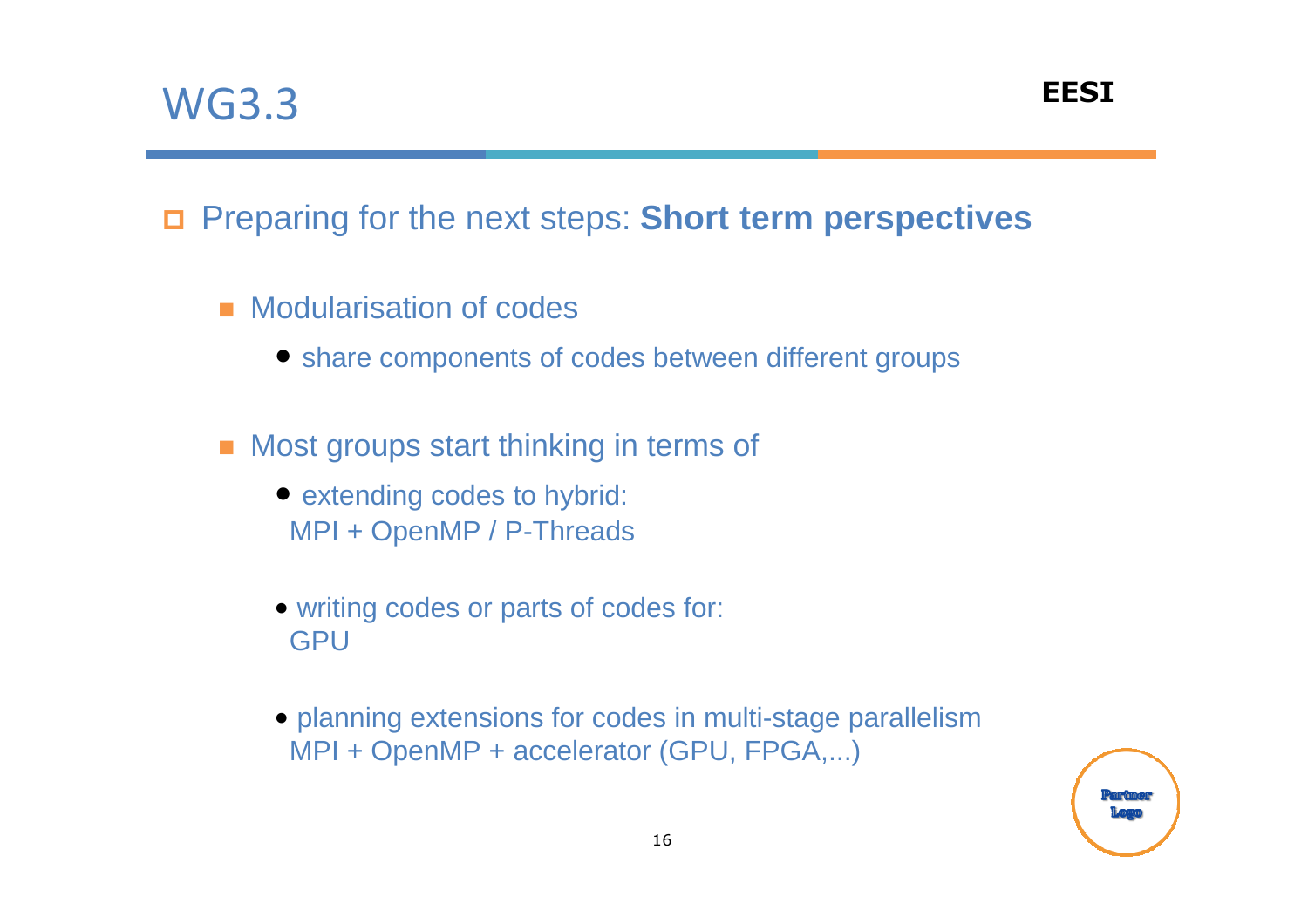# WG3.3

- Preparing for the next steps: **Short term perspectives**
  - Modularisation of codes
    - share components of codes between different groups
  - Most groups start thinking in terms of
    - extending codes to hybrid:
      MPI + OpenMP / P-Threads
    - writing codes or parts of codes for:
      GPU
    - planning extensions for codes in multi-stage parallelism
      MPI + OpenMP + accelerator (GPU, FPGA,...)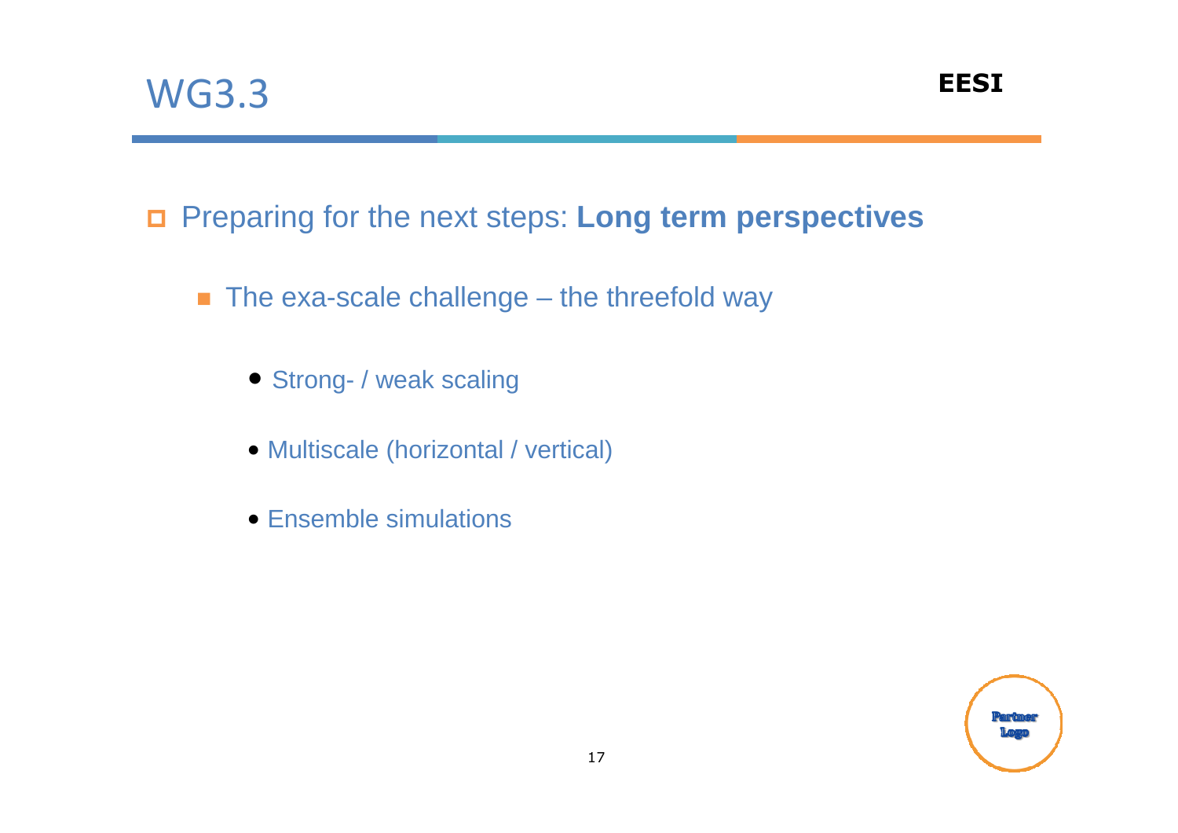# WG3.3

- Preparing for the next steps: **Long term perspectives**
  - The exa-scale challenge – the threefold way
    - Strong- / weak scaling
    - Multiscale (horizontal / vertical)
    - Ensemble simulations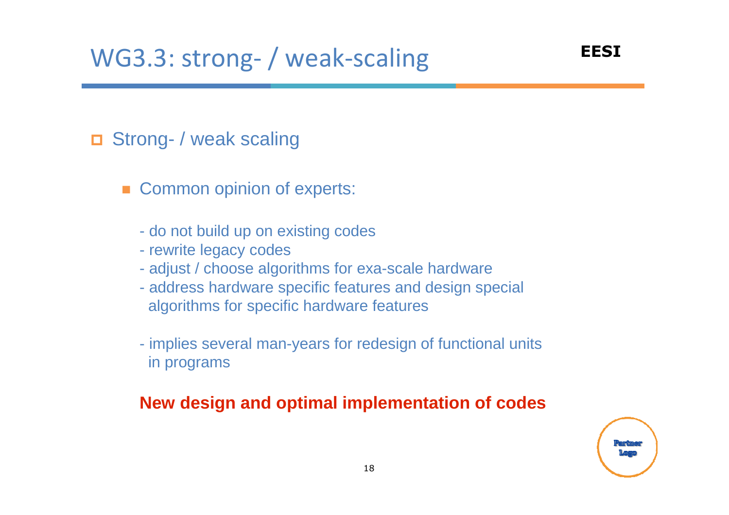# WG3.3: strong- / weak-scaling

- Strong- / weak scaling

  - Common opinion of experts:

    - do not build up on existing codes
    - rewrite legacy codes
    - adjust / choose algorithms for exa-scale hardware
    - address hardware specific features and design special algorithms for specific hardware features

    - implies several man-years for redesign of functional units in programs

**New design and optimal implementation of codes**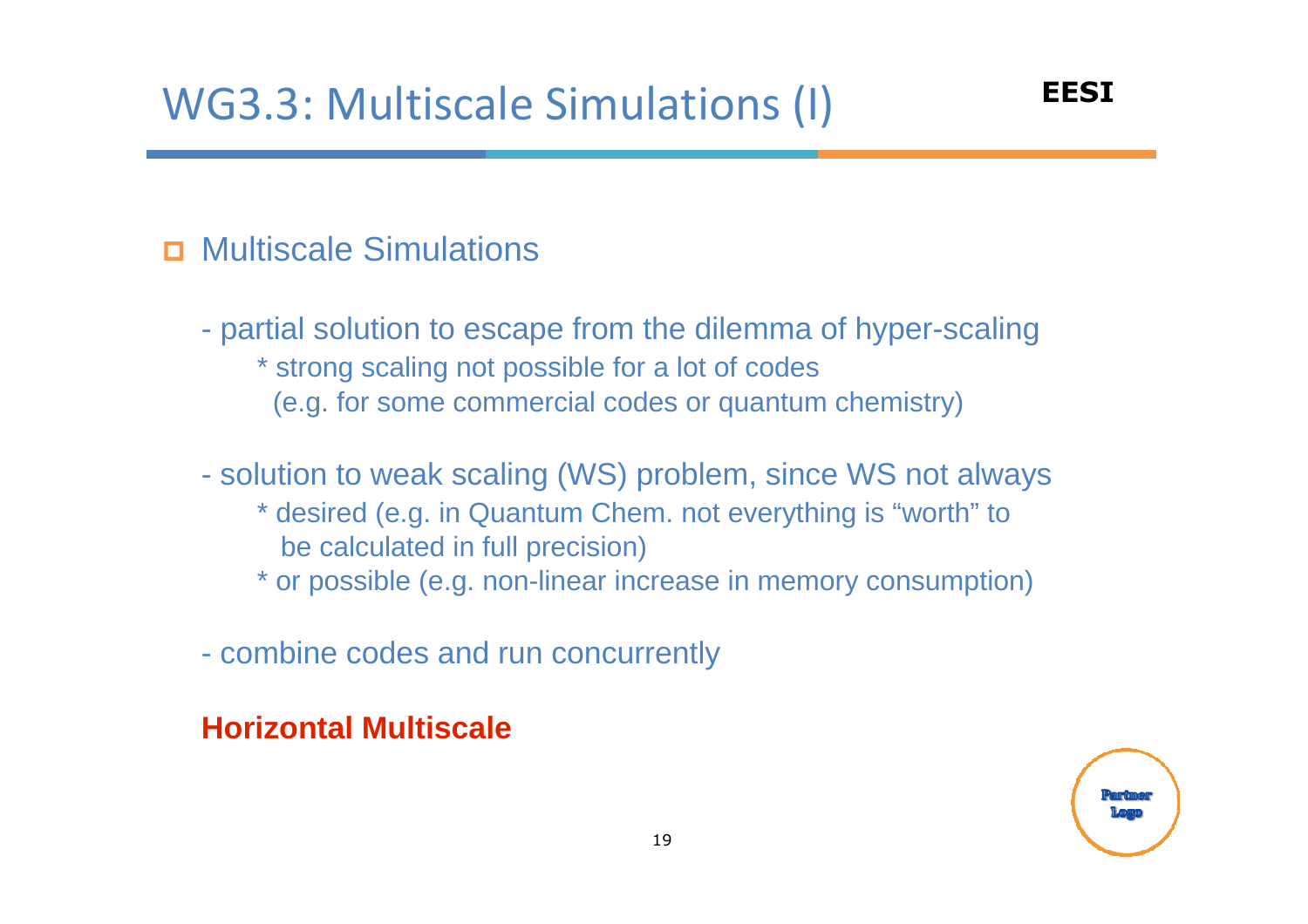# WG3.3: Multiscale Simulations (I)

EESI

- Multiscale Simulations

  - partial solution to escape from the dilemma of hyper-scaling
    * strong scaling not possible for a lot of codes (e.g. for some commercial codes or quantum chemistry)

  - solution to weak scaling (WS) problem, since WS not always
    * desired (e.g. in Quantum Chem. not everything is "worth" to be calculated in full precision)
    * or possible (e.g. non-linear increase in memory consumption)

  - combine codes and run concurrently

**Horizontal Multiscale**

Partner Logo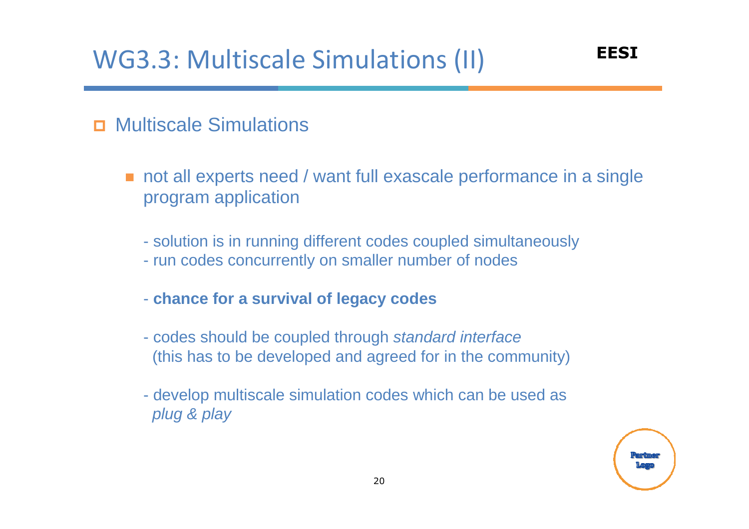# WG3.3: Multiscale Simulations (II)

EESI

- Multiscale Simulations
  - not all experts need / want full exascale performance in a single program application
    - solution is in running different codes coupled simultaneously
    - run codes concurrently on smaller number of nodes
    - **chance for a survival of legacy codes**
    - codes should be coupled through *standard interface* (this has to be developed and agreed for in the community)
    - develop multiscale simulation codes which can be used as *plug & play*

Partner Logo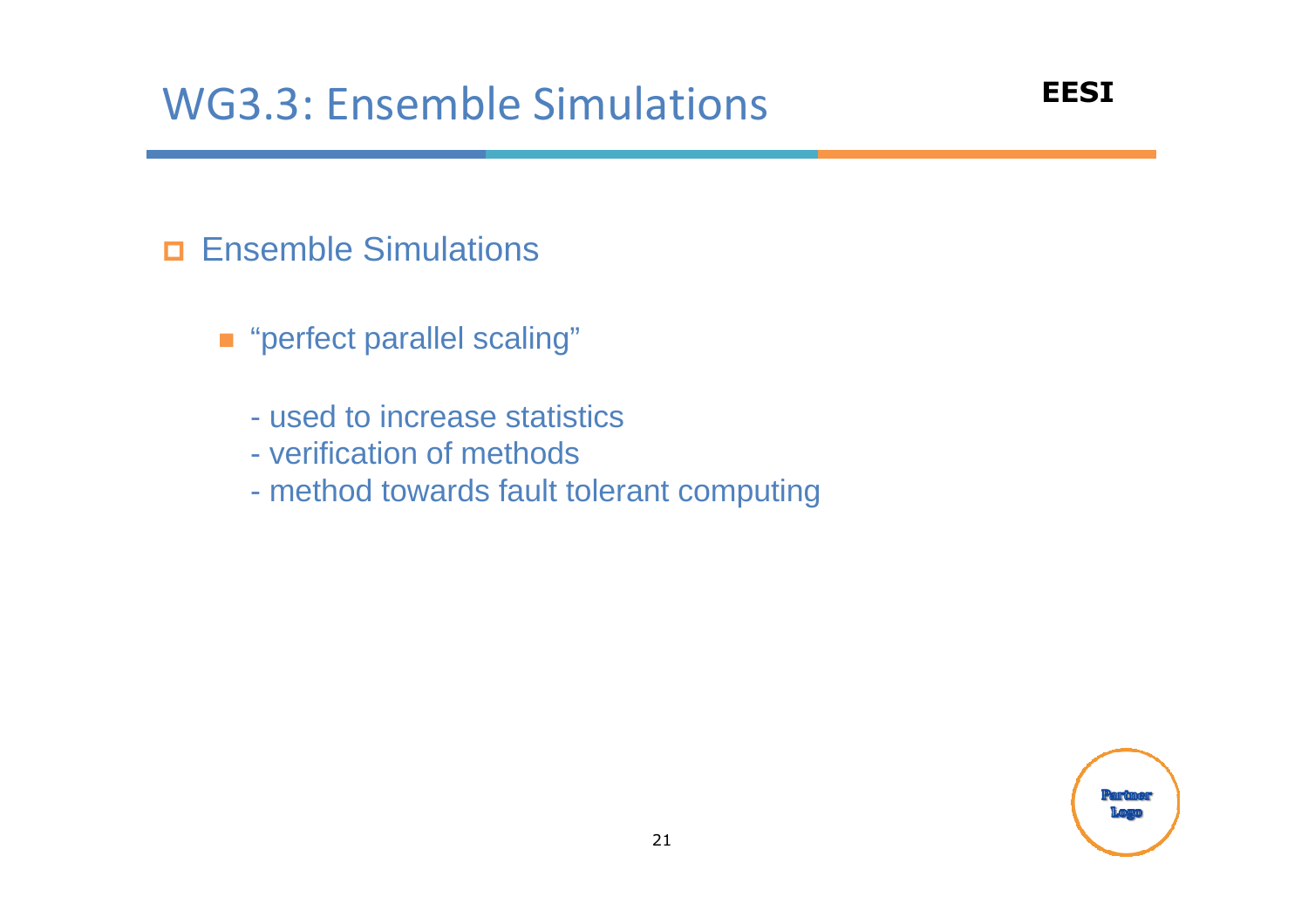# WG3.3: Ensemble Simulations

- Ensemble Simulations
  - "perfect parallel scaling"

    - used to increase statistics
    - verification of methods
    - method towards fault tolerant computing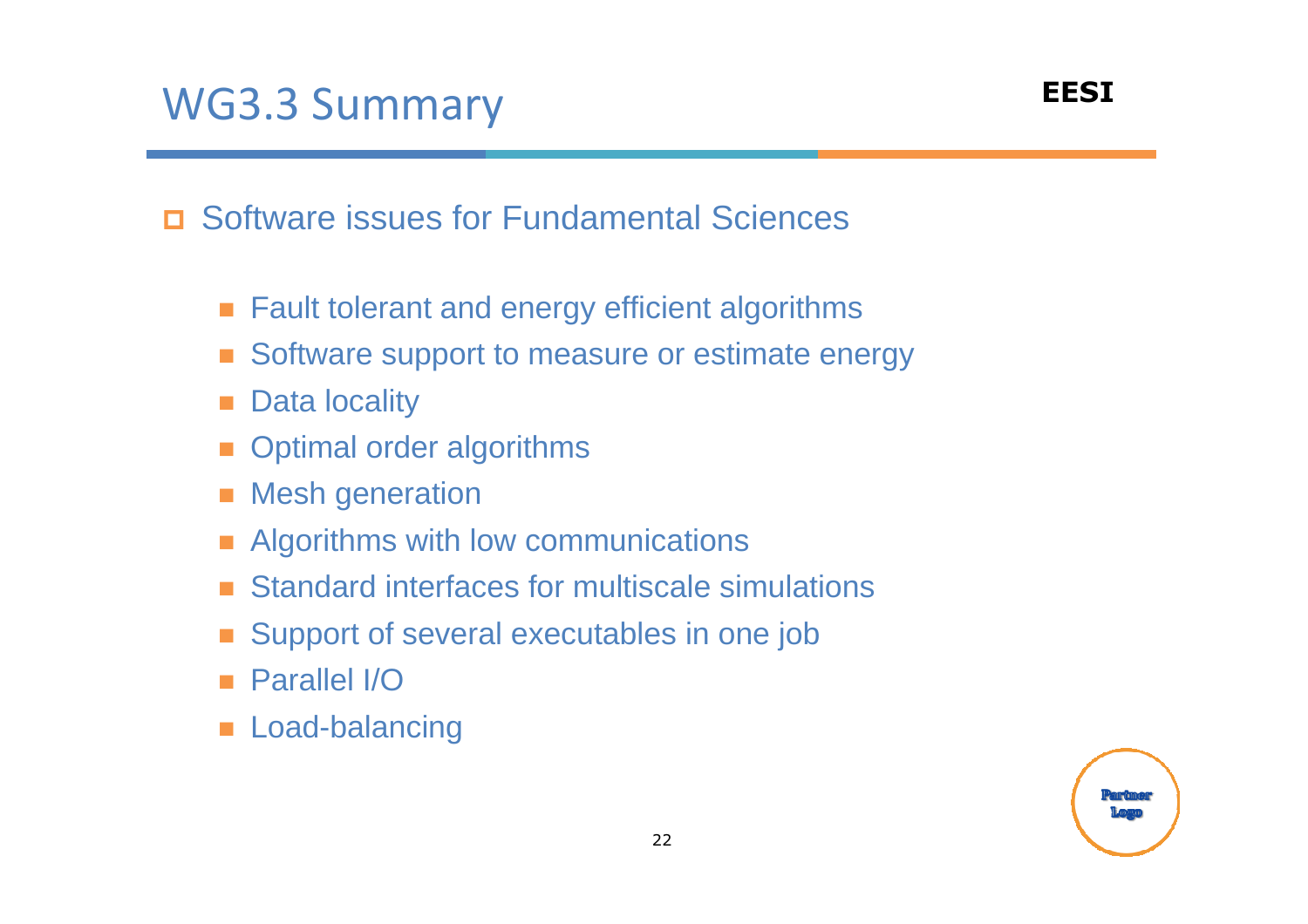# WG3.3 Summary

EESI

- Software issues for Fundamental Sciences
  - Fault tolerant and energy efficient algorithms
  - Software support to measure or estimate energy
  - Data locality
  - Optimal order algorithms
  - Mesh generation
  - Algorithms with low communications
  - Standard interfaces for multiscale simulations
  - Support of several executables in one job
  - Parallel I/O
  - Load-balancing

Partner Logo